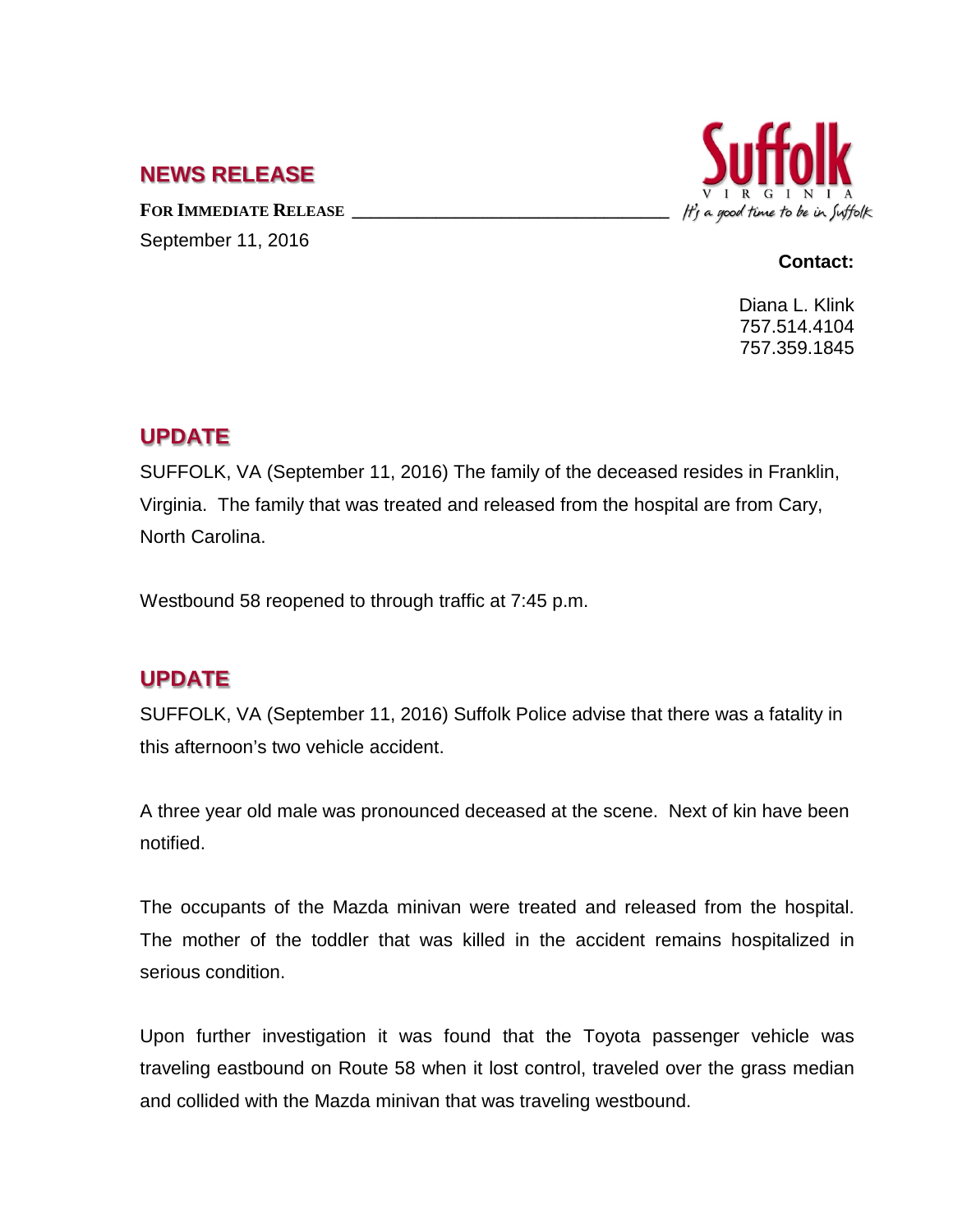## NEWS RELEASE

**FOR IMMEDIATE RELEASE**

September 11, 2016

**Contact:**

Diana L. Klink
757.514.4104
757.359.1845

## UPDATE

SUFFOLK, VA (September 11, 2016) The family of the deceased resides in Franklin, Virginia. The family that was treated and released from the hospital are from Cary, North Carolina.

Westbound 58 reopened to through traffic at 7:45 p.m.

## UPDATE

SUFFOLK, VA (September 11, 2016) Suffolk Police advise that there was a fatality in this afternoon's two vehicle accident.

A three year old male was pronounced deceased at the scene. Next of kin have been notified.

The occupants of the Mazda minivan were treated and released from the hospital. The mother of the toddler that was killed in the accident remains hospitalized in serious condition.

Upon further investigation it was found that the Toyota passenger vehicle was traveling eastbound on Route 58 when it lost control, traveled over the grass median and collided with the Mazda minivan that was traveling westbound.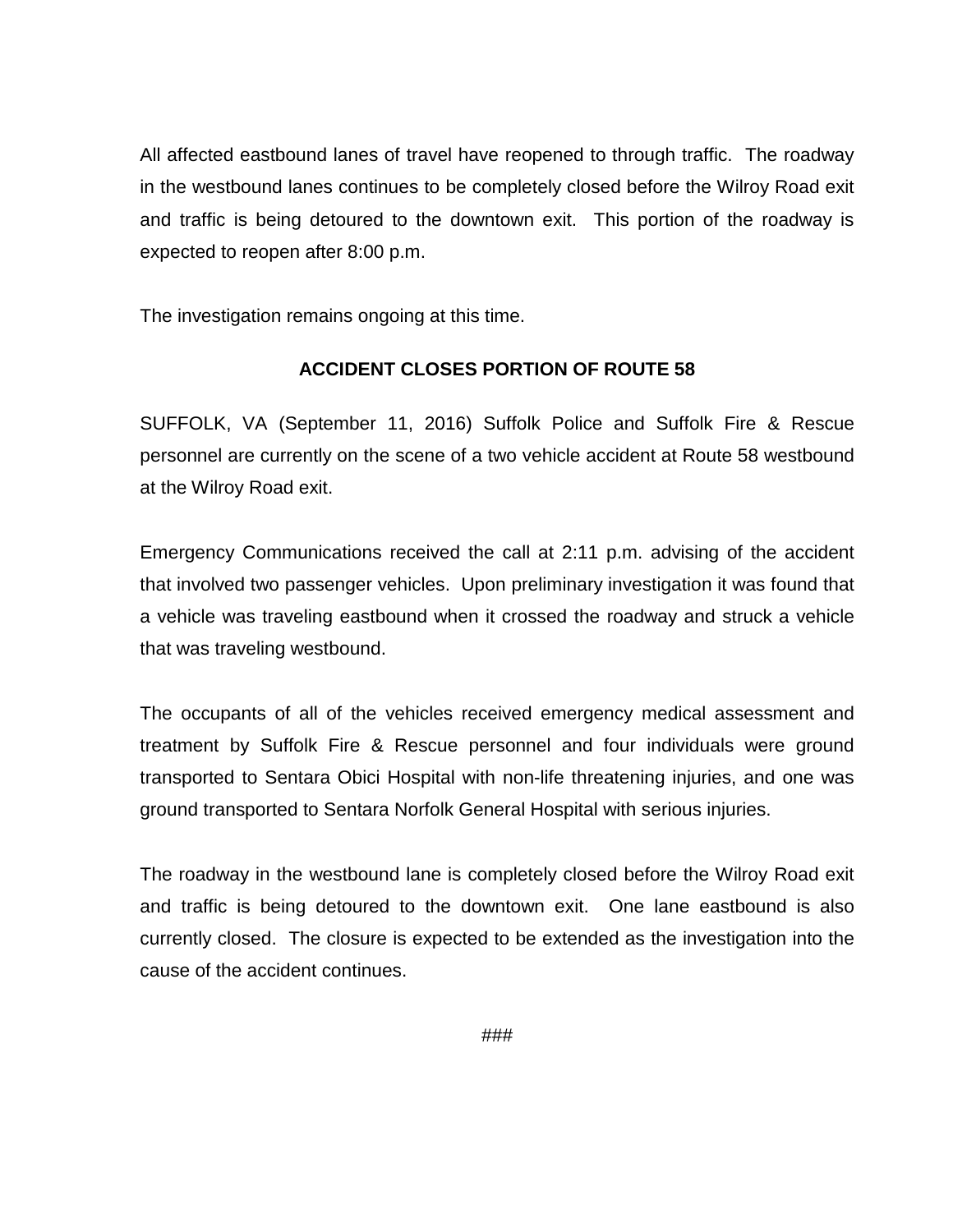All affected eastbound lanes of travel have reopened to through traffic. The roadway in the westbound lanes continues to be completely closed before the Wilroy Road exit and traffic is being detoured to the downtown exit. This portion of the roadway is expected to reopen after 8:00 p.m.

The investigation remains ongoing at this time.

## ACCIDENT CLOSES PORTION OF ROUTE 58

SUFFOLK, VA (September 11, 2016) Suffolk Police and Suffolk Fire & Rescue personnel are currently on the scene of a two vehicle accident at Route 58 westbound at the Wilroy Road exit.

Emergency Communications received the call at 2:11 p.m. advising of the accident that involved two passenger vehicles. Upon preliminary investigation it was found that a vehicle was traveling eastbound when it crossed the roadway and struck a vehicle that was traveling westbound.

The occupants of all of the vehicles received emergency medical assessment and treatment by Suffolk Fire & Rescue personnel and four individuals were ground transported to Sentara Obici Hospital with non-life threatening injuries, and one was ground transported to Sentara Norfolk General Hospital with serious injuries.

The roadway in the westbound lane is completely closed before the Wilroy Road exit and traffic is being detoured to the downtown exit. One lane eastbound is also currently closed. The closure is expected to be extended as the investigation into the cause of the accident continues.

###